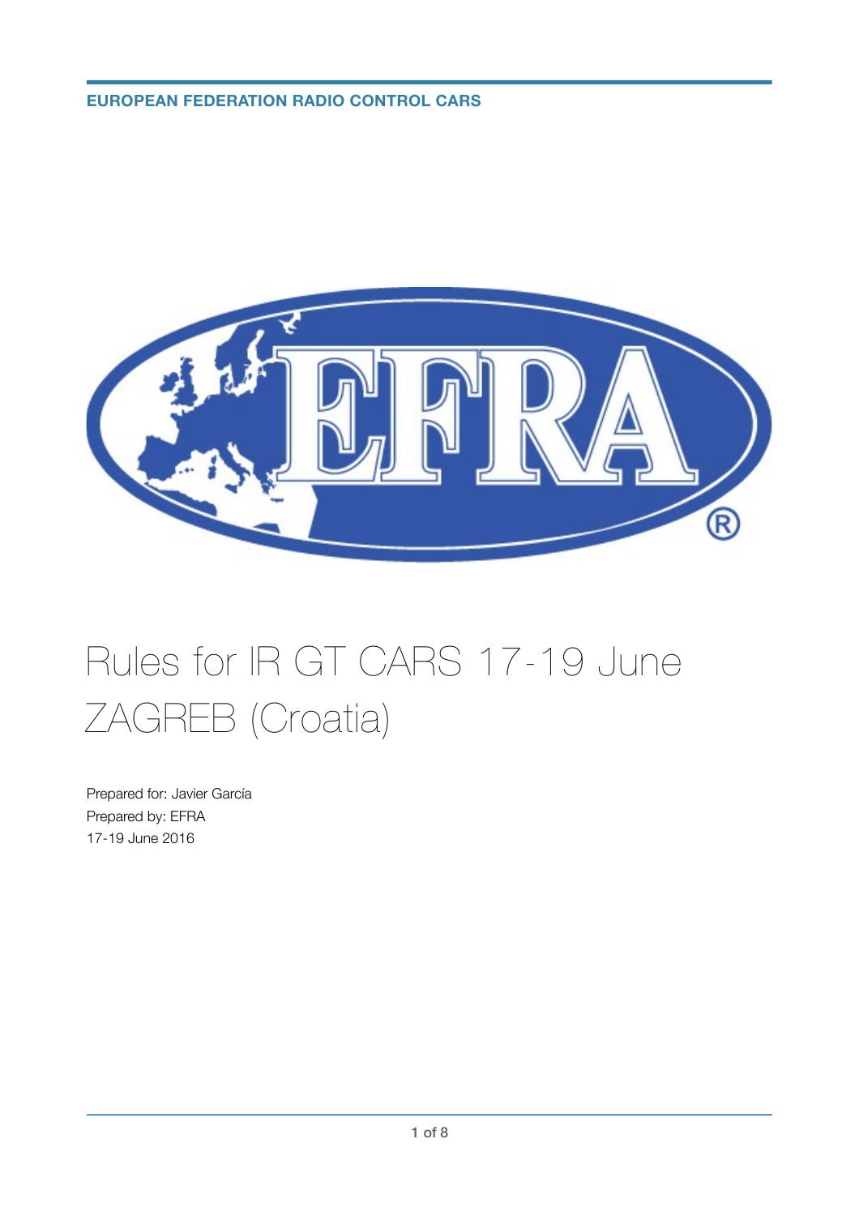EUROPEAN FEDERATION RADIO CONTROL CARS

# Rules for IR GT CARS 17-19 June ZAGREB (Croatia)

Prepared for: Javier García
Prepared by: EFRA
17-19 June 2016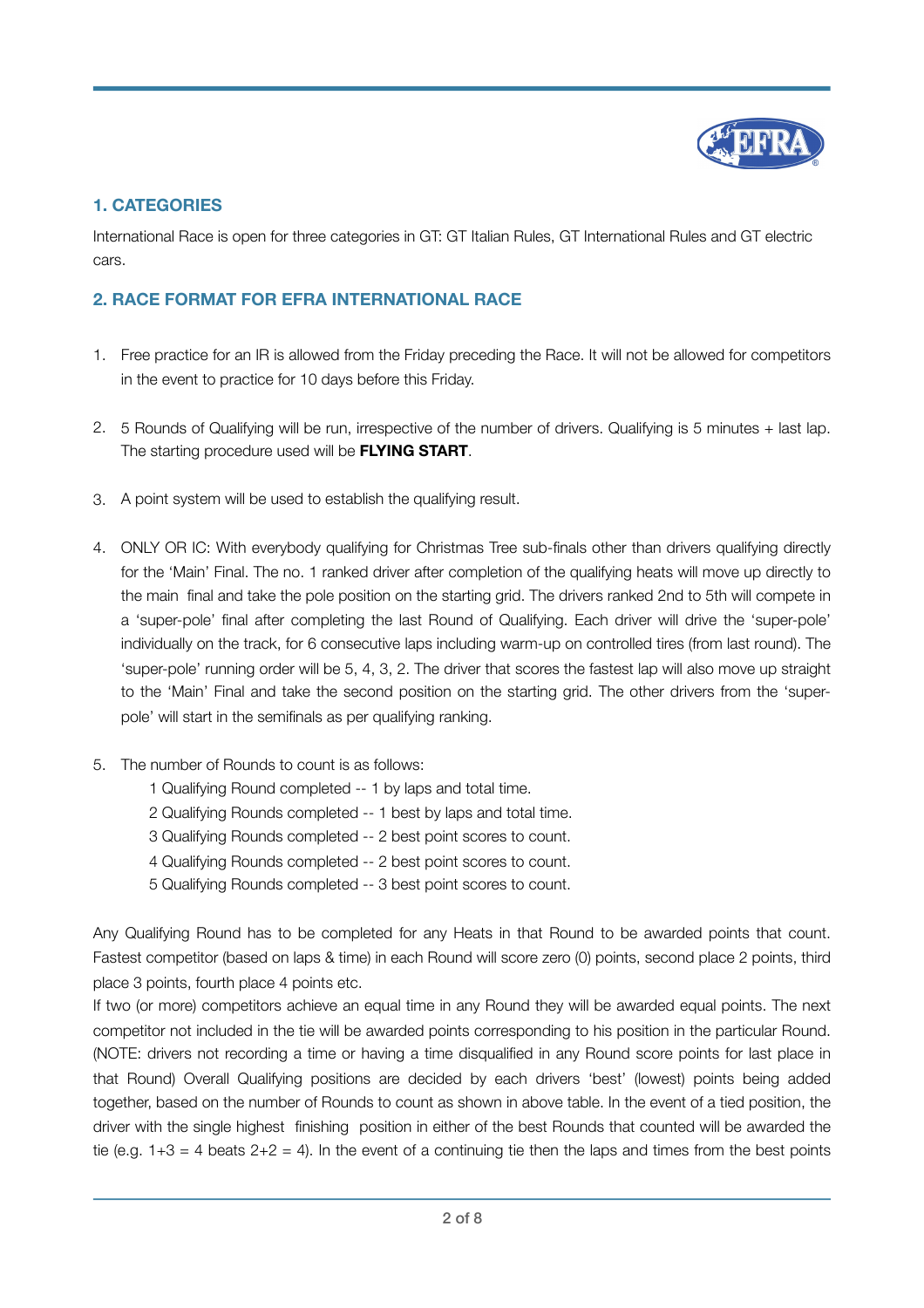## 1. CATEGORIES

International Race is open for three categories in GT: GT Italian Rules, GT International Rules and GT electric cars.

## 2. RACE FORMAT FOR EFRA INTERNATIONAL RACE

1. Free practice for an IR is allowed from the Friday preceding the Race. It will not be allowed for competitors in the event to practice for 10 days before this Friday.

2. 5 Rounds of Qualifying will be run, irrespective of the number of drivers. Qualifying is 5 minutes + last lap. The starting procedure used will be **FLYING START**.

3. A point system will be used to establish the qualifying result.

4. ONLY OR IC: With everybody qualifying for Christmas Tree sub-finals other than drivers qualifying directly for the 'Main' Final. The no. 1 ranked driver after completion of the qualifying heats will move up directly to the main final and take the pole position on the starting grid. The drivers ranked 2nd to 5th will compete in a 'super-pole' final after completing the last Round of Qualifying. Each driver will drive the 'super-pole' individually on the track, for 6 consecutive laps including warm-up on controlled tires (from last round). The 'super-pole' running order will be 5, 4, 3, 2. The driver that scores the fastest lap will also move up straight to the 'Main' Final and take the second position on the starting grid. The other drivers from the 'super-pole' will start in the semifinals as per qualifying ranking.

5. The number of Rounds to count is as follows:
   - 1 Qualifying Round completed -- 1 by laps and total time.
   - 2 Qualifying Rounds completed -- 1 best by laps and total time.
   - 3 Qualifying Rounds completed -- 2 best point scores to count.
   - 4 Qualifying Rounds completed -- 2 best point scores to count.
   - 5 Qualifying Rounds completed -- 3 best point scores to count.

Any Qualifying Round has to be completed for any Heats in that Round to be awarded points that count. Fastest competitor (based on laps & time) in each Round will score zero (0) points, second place 2 points, third place 3 points, fourth place 4 points etc.

If two (or more) competitors achieve an equal time in any Round they will be awarded equal points. The next competitor not included in the tie will be awarded points corresponding to his position in the particular Round. (NOTE: drivers not recording a time or having a time disqualified in any Round score points for last place in that Round) Overall Qualifying positions are decided by each drivers 'best' (lowest) points being added together, based on the number of Rounds to count as shown in above table. In the event of a tied position, the driver with the single highest finishing position in either of the best Rounds that counted will be awarded the tie (e.g. 1+3 = 4 beats 2+2 = 4). In the event of a continuing tie then the laps and times from the best points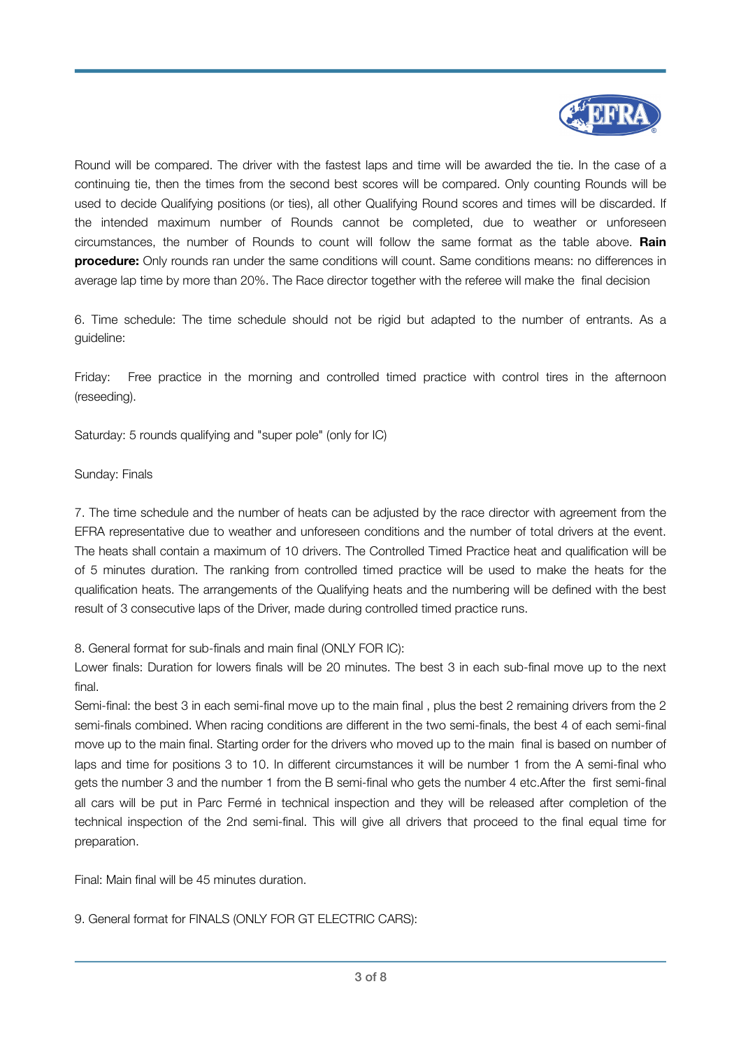Round will be compared. The driver with the fastest laps and time will be awarded the tie. In the case of a continuing tie, then the times from the second best scores will be compared. Only counting Rounds will be used to decide Qualifying positions (or ties), all other Qualifying Round scores and times will be discarded. If the intended maximum number of Rounds cannot be completed, due to weather or unforeseen circumstances, the number of Rounds to count will follow the same format as the table above. **Rain procedure:** Only rounds ran under the same conditions will count. Same conditions means: no differences in average lap time by more than 20%. The Race director together with the referee will make the final decision

6. Time schedule: The time schedule should not be rigid but adapted to the number of entrants. As a guideline:

Friday: Free practice in the morning and controlled timed practice with control tires in the afternoon (reseeding).

Saturday: 5 rounds qualifying and "super pole" (only for IC)

Sunday: Finals

7. The time schedule and the number of heats can be adjusted by the race director with agreement from the EFRA representative due to weather and unforeseen conditions and the number of total drivers at the event. The heats shall contain a maximum of 10 drivers. The Controlled Timed Practice heat and qualification will be of 5 minutes duration. The ranking from controlled timed practice will be used to make the heats for the qualification heats. The arrangements of the Qualifying heats and the numbering will be defined with the best result of 3 consecutive laps of the Driver, made during controlled timed practice runs.

8. General format for sub-finals and main final (ONLY FOR IC):

Lower finals: Duration for lowers finals will be 20 minutes. The best 3 in each sub-final move up to the next final.

Semi-final: the best 3 in each semi-final move up to the main final , plus the best 2 remaining drivers from the 2 semi-finals combined. When racing conditions are different in the two semi-finals, the best 4 of each semi-final move up to the main final. Starting order for the drivers who moved up to the main final is based on number of laps and time for positions 3 to 10. In different circumstances it will be number 1 from the A semi-final who gets the number 3 and the number 1 from the B semi-final who gets the number 4 etc.After the first semi-final all cars will be put in Parc Fermé in technical inspection and they will be released after completion of the technical inspection of the 2nd semi-final. This will give all drivers that proceed to the final equal time for preparation.

Final: Main final will be 45 minutes duration.

9. General format for FINALS (ONLY FOR GT ELECTRIC CARS):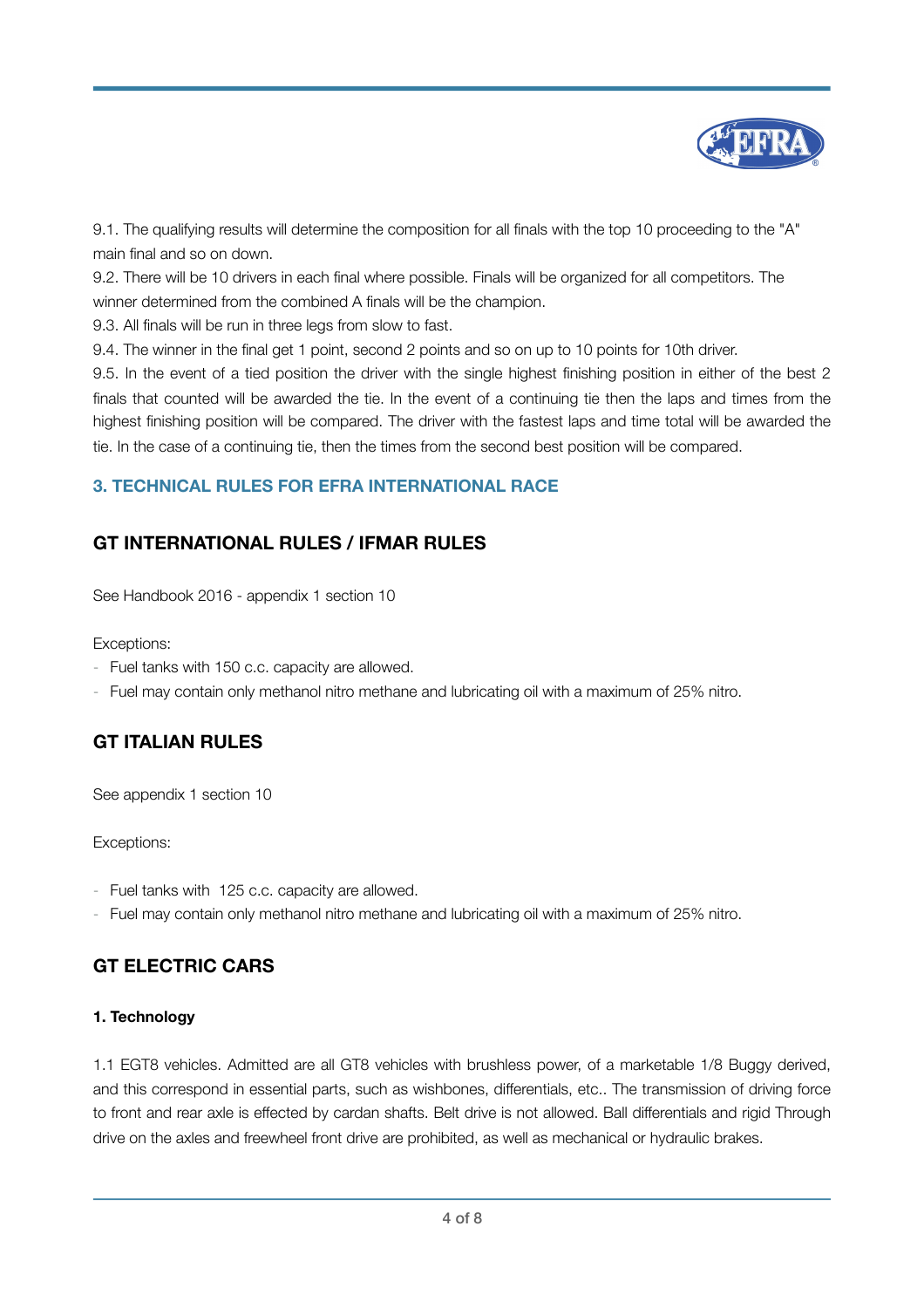9.1. The qualifying results will determine the composition for all finals with the top 10 proceeding to the "A" main final and so on down.

9.2. There will be 10 drivers in each final where possible. Finals will be organized for all competitors. The winner determined from the combined A finals will be the champion.

9.3. All finals will be run in three legs from slow to fast.

9.4. The winner in the final get 1 point, second 2 points and so on up to 10 points for 10th driver.

9.5. In the event of a tied position the driver with the single highest finishing position in either of the best 2 finals that counted will be awarded the tie. In the event of a continuing tie then the laps and times from the highest finishing position will be compared. The driver with the fastest laps and time total will be awarded the tie. In the case of a continuing tie, then the times from the second best position will be compared.

## 3. TECHNICAL RULES FOR EFRA INTERNATIONAL RACE

## GT INTERNATIONAL RULES / IFMAR RULES

See Handbook 2016 - appendix 1 section 10

Exceptions:

- Fuel tanks with 150 c.c. capacity are allowed.
- Fuel may contain only methanol nitro methane and lubricating oil with a maximum of 25% nitro.

## GT ITALIAN RULES

See appendix 1 section 10

Exceptions:

- Fuel tanks with 125 c.c. capacity are allowed.
- Fuel may contain only methanol nitro methane and lubricating oil with a maximum of 25% nitro.

## GT ELECTRIC CARS

#### 1. Technology

1.1 EGT8 vehicles. Admitted are all GT8 vehicles with brushless power, of a marketable 1/8 Buggy derived, and this correspond in essential parts, such as wishbones, differentials, etc.. The transmission of driving force to front and rear axle is effected by cardan shafts. Belt drive is not allowed. Ball differentials and rigid Through drive on the axles and freewheel front drive are prohibited, as well as mechanical or hydraulic brakes.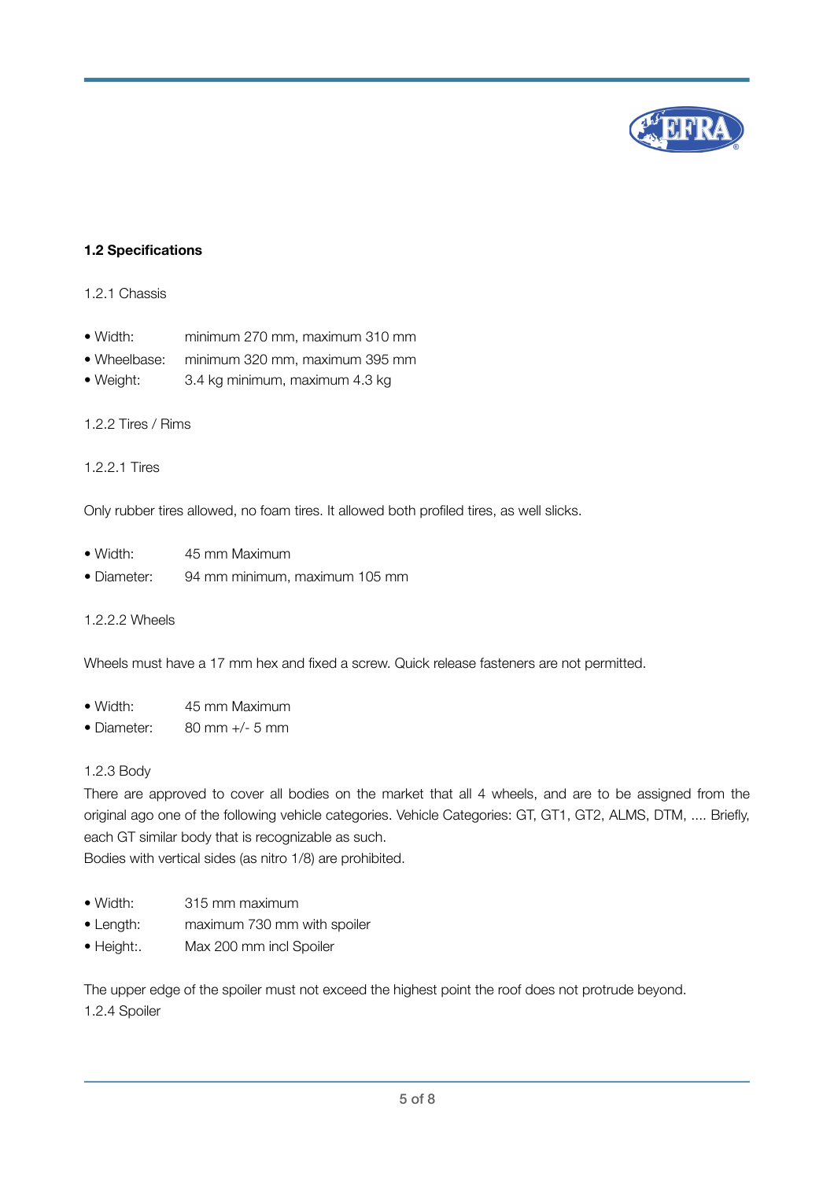### 1.2 Specifications

1.2.1 Chassis

- Width: minimum 270 mm, maximum 310 mm
- Wheelbase: minimum 320 mm, maximum 395 mm
- Weight: 3.4 kg minimum, maximum 4.3 kg

1.2.2 Tires / Rims

1.2.2.1 Tires

Only rubber tires allowed, no foam tires. It allowed both profiled tires, as well slicks.

- Width: 45 mm Maximum
- Diameter: 94 mm minimum, maximum 105 mm

1.2.2.2 Wheels

Wheels must have a 17 mm hex and fixed a screw. Quick release fasteners are not permitted.

- Width: 45 mm Maximum
- Diameter: 80 mm +/- 5 mm

1.2.3 Body

There are approved to cover all bodies on the market that all 4 wheels, and are to be assigned from the original ago one of the following vehicle categories. Vehicle Categories: GT, GT1, GT2, ALMS, DTM, .... Briefly, each GT similar body that is recognizable as such.
Bodies with vertical sides (as nitro 1/8) are prohibited.

- Width: 315 mm maximum
- Length: maximum 730 mm with spoiler
- Height:. Max 200 mm incl Spoiler

The upper edge of the spoiler must not exceed the highest point the roof does not protrude beyond.
1.2.4 Spoiler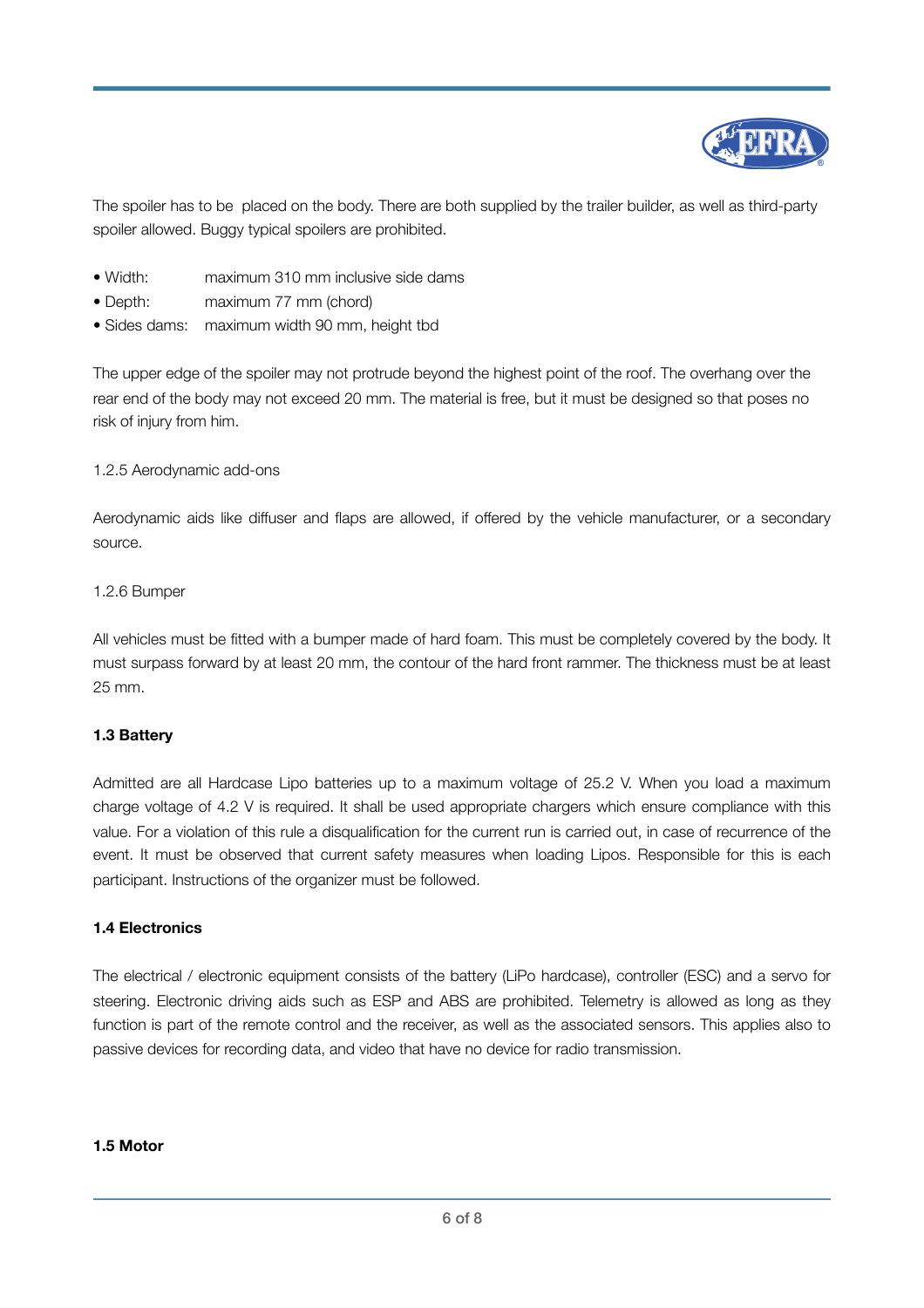The spoiler has to be placed on the body. There are both supplied by the trailer builder, as well as third-party spoiler allowed. Buggy typical spoilers are prohibited.

- Width: maximum 310 mm inclusive side dams
- Depth: maximum 77 mm (chord)
- Sides dams: maximum width 90 mm, height tbd

The upper edge of the spoiler may not protrude beyond the highest point of the roof. The overhang over the rear end of the body may not exceed 20 mm. The material is free, but it must be designed so that poses no risk of injury from him.

1.2.5 Aerodynamic add-ons

Aerodynamic aids like diffuser and flaps are allowed, if offered by the vehicle manufacturer, or a secondary source.

1.2.6 Bumper

All vehicles must be fitted with a bumper made of hard foam. This must be completely covered by the body. It must surpass forward by at least 20 mm, the contour of the hard front rammer. The thickness must be at least 25 mm.

**1.3 Battery**

Admitted are all Hardcase Lipo batteries up to a maximum voltage of 25.2 V. When you load a maximum charge voltage of 4.2 V is required. It shall be used appropriate chargers which ensure compliance with this value. For a violation of this rule a disqualification for the current run is carried out, in case of recurrence of the event. It must be observed that current safety measures when loading Lipos. Responsible for this is each participant. Instructions of the organizer must be followed.

**1.4 Electronics**

The electrical / electronic equipment consists of the battery (LiPo hardcase), controller (ESC) and a servo for steering. Electronic driving aids such as ESP and ABS are prohibited. Telemetry is allowed as long as they function is part of the remote control and the receiver, as well as the associated sensors. This applies also to passive devices for recording data, and video that have no device for radio transmission.

**1.5 Motor**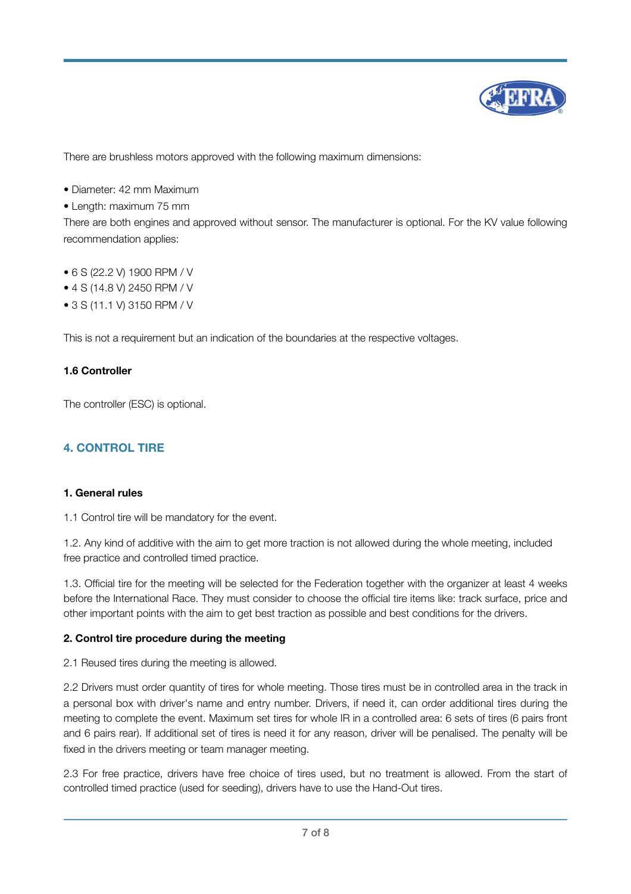There are brushless motors approved with the following maximum dimensions:

- Diameter: 42 mm Maximum
- Length: maximum 75 mm

There are both engines and approved without sensor. The manufacturer is optional. For the KV value following recommendation applies:

- 6 S (22.2 V) 1900 RPM / V
- 4 S (14.8 V) 2450 RPM / V
- 3 S (11.1 V) 3150 RPM / V

This is not a requirement but an indication of the boundaries at the respective voltages.

**1.6 Controller**

The controller (ESC) is optional.

## 4. CONTROL TIRE

**1. General rules**

1.1 Control tire will be mandatory for the event.

1.2. Any kind of additive with the aim to get more traction is not allowed during the whole meeting, included free practice and controlled timed practice.

1.3. Official tire for the meeting will be selected for the Federation together with the organizer at least 4 weeks before the International Race. They must consider to choose the official tire items like: track surface, price and other important points with the aim to get best traction as possible and best conditions for the drivers.

**2. Control tire procedure during the meeting**

2.1 Reused tires during the meeting is allowed.

2.2 Drivers must order quantity of tires for whole meeting. Those tires must be in controlled area in the track in a personal box with driver's name and entry number. Drivers, if need it, can order additional tires during the meeting to complete the event. Maximum set tires for whole IR in a controlled area: 6 sets of tires (6 pairs front and 6 pairs rear). If additional set of tires is need it for any reason, driver will be penalised. The penalty will be fixed in the drivers meeting or team manager meeting.

2.3 For free practice, drivers have free choice of tires used, but no treatment is allowed. From the start of controlled timed practice (used for seeding), drivers have to use the Hand-Out tires.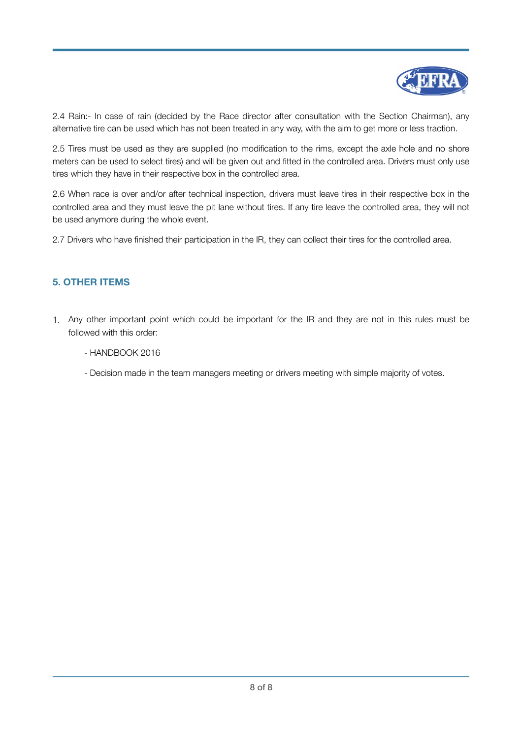2.4 Rain:- In case of rain (decided by the Race director after consultation with the Section Chairman), any alternative tire can be used which has not been treated in any way, with the aim to get more or less traction.

2.5 Tires must be used as they are supplied (no modification to the rims, except the axle hole and no shore meters can be used to select tires) and will be given out and fitted in the controlled area. Drivers must only use tires which they have in their respective box in the controlled area.

2.6 When race is over and/or after technical inspection, drivers must leave tires in their respective box in the controlled area and they must leave the pit lane without tires. If any tire leave the controlled area, they will not be used anymore during the whole event.

2.7 Drivers who have finished their participation in the IR, they can collect their tires for the controlled area.

## 5. OTHER ITEMS

1. Any other important point which could be important for the IR and they are not in this rules must be followed with this order:

    - HANDBOOK 2016

    - Decision made in the team managers meeting or drivers meeting with simple majority of votes.